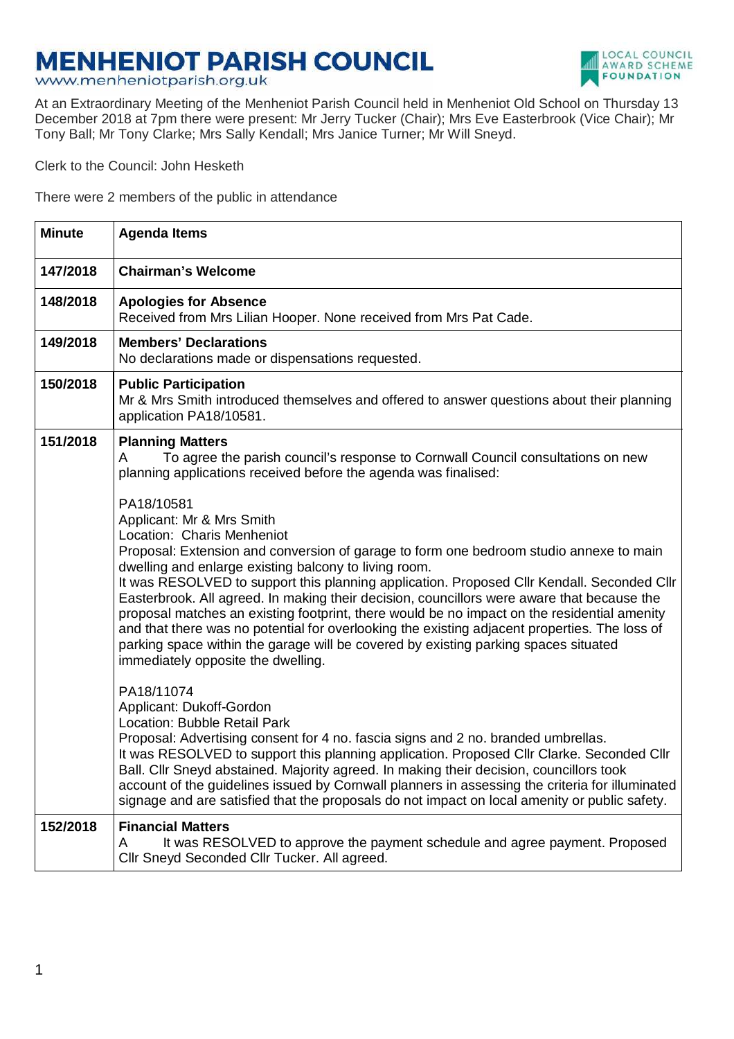# MENHENIOT PARISH COUNCIL

www.menheniotparish.org.uk

LOCAL COUNCIL AWARD SCHEME FOUNDATION

At an Extraordinary Meeting of the Menheniot Parish Council held in Menheniot Old School on Thursday 13 December 2018 at 7pm there were present: Mr Jerry Tucker (Chair); Mrs Eve Easterbrook (Vice Chair); Mr Tony Ball; Mr Tony Clarke; Mrs Sally Kendall; Mrs Janice Turner; Mr Will Sneyd.

Clerk to the Council: John Hesketh

There were 2 members of the public in attendance

| Minute | Agenda Items |
|---|---|
| 147/2018 | **Chairman's Welcome** |
| 148/2018 | **Apologies for Absence**<br>Received from Mrs Lilian Hooper. None received from Mrs Pat Cade. |
| 149/2018 | **Members' Declarations**<br>No declarations made or dispensations requested. |
| 150/2018 | **Public Participation**<br>Mr & Mrs Smith introduced themselves and offered to answer questions about their planning application PA18/10581. |
| 151/2018 | **Planning Matters**<br>A To agree the parish council's response to Cornwall Council consultations on new planning applications received before the agenda was finalised:<br><br>PA18/10581<br>Applicant: Mr & Mrs Smith<br>Location: Charis Menheniot<br>Proposal: Extension and conversion of garage to form one bedroom studio annexe to main dwelling and enlarge existing balcony to living room.<br>It was RESOLVED to support this planning application. Proposed Cllr Kendall. Seconded Cllr Easterbrook. All agreed. In making their decision, councillors were aware that because the proposal matches an existing footprint, there would be no impact on the residential amenity and that there was no potential for overlooking the existing adjacent properties. The loss of parking space within the garage will be covered by existing parking spaces situated immediately opposite the dwelling.<br><br>PA18/11074<br>Applicant: Dukoff-Gordon<br>Location: Bubble Retail Park<br>Proposal: Advertising consent for 4 no. fascia signs and 2 no. branded umbrellas.<br>It was RESOLVED to support this planning application. Proposed Cllr Clarke. Seconded Cllr Ball. Cllr Sneyd abstained. Majority agreed. In making their decision, councillors took account of the guidelines issued by Cornwall planners in assessing the criteria for illuminated signage and are satisfied that the proposals do not impact on local amenity or public safety. |
| 152/2018 | **Financial Matters**<br>A It was RESOLVED to approve the payment schedule and agree payment. Proposed Cllr Sneyd Seconded Cllr Tucker. All agreed. |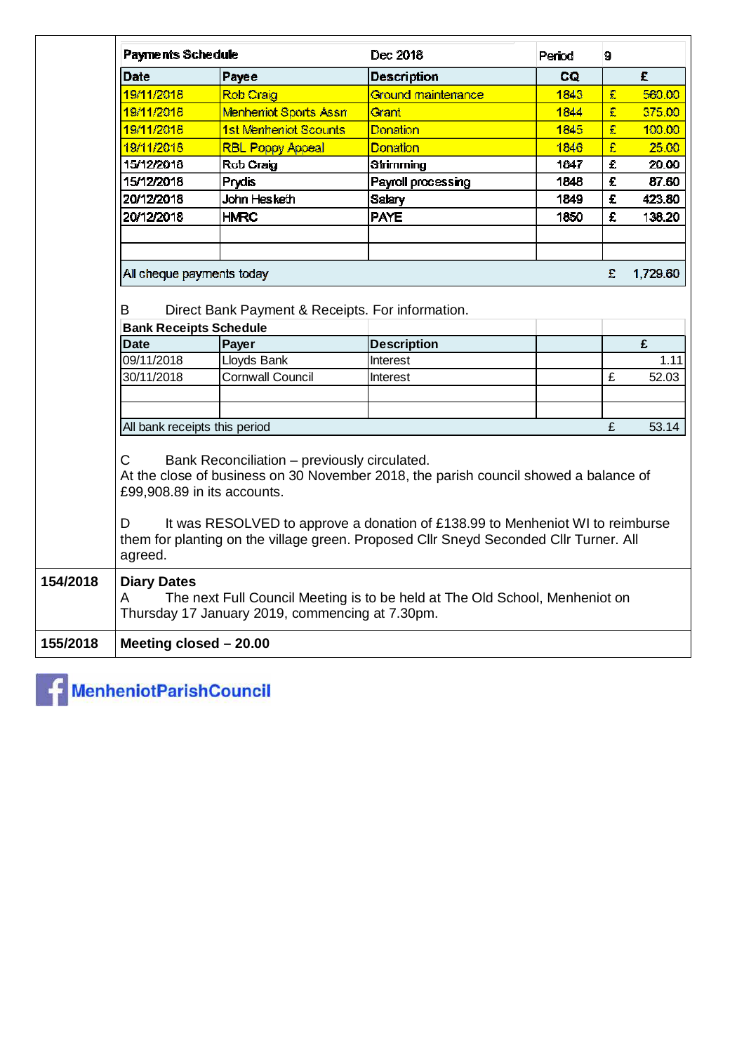| Payments Schedule | | Dec 2018 | Period | 9 | |
|---|---|---|---|---|---|
| **Date** | **Payee** | **Description** | **CQ** | | **£** |
| 19/11/2018 | Rob Craig | Ground maintenance | 1843 | £ | 560.00 |
| 19/11/2018 | Menheniot Sports Assn | Grant | 1844 | £ | 375.00 |
| 19/11/2018 | 1st Menheniot Scounts | Donation | 1845 | £ | 100.00 |
| 19/11/2018 | RBL Poppy Appeal | Donation | 1846 | £ | 25.00 |
| 15/12/2018 | Rob Craig | Strimming | 1847 | £ | 20.00 |
| 15/12/2018 | Prydis | Payroll processing | 1848 | £ | 87.60 |
| 20/12/2018 | John Hesketh | Salary | 1849 | £ | 423.80 |
| 20/12/2018 | HMRC | PAYE | 1850 | £ | 138.20 |
| | | | | | |
| | | | | | |
| All cheque payments today | | | | £ | 1,729.60 |

B Direct Bank Payment & Receipts. For information.

| Bank Receipts Schedule | | | | | |
|---|---|---|---|---|---|
| **Date** | **Payer** | **Description** | | | **£** |
| 09/11/2018 | Lloyds Bank | Interest | | | 1.11 |
| 30/11/2018 | Cornwall Council | Interest | | £ | 52.03 |
| | | | | | |
| | | | | | |
| All bank receipts this period | | | | £ | 53.14 |

C Bank Reconciliation – previously circulated.
At the close of business on 30 November 2018, the parish council showed a balance of £99,908.89 in its accounts.

D It was RESOLVED to approve a donation of £138.99 to Menheniot WI to reimburse them for planting on the village green. Proposed Cllr Sneyd Seconded Cllr Turner. All agreed.

**154/2018** **Diary Dates**

A The next Full Council Meeting is to be held at The Old School, Menheniot on Thursday 17 January 2019, commencing at 7.30pm.

**155/2018** **Meeting closed – 20.00**

MenheniotParishCouncil